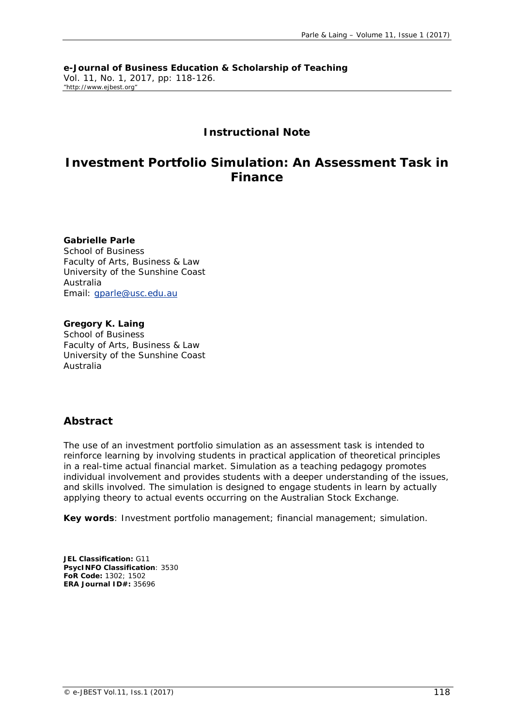**e-Journal of Business Education & Scholarship of Teaching**
Vol. 11, No. 1, 2017, pp: 118-126.
"http://www.ejbest.org"

**Instructional Note**

# Investment Portfolio Simulation: An Assessment Task in Finance

**Gabrielle Parle**
School of Business
Faculty of Arts, Business & Law
University of the Sunshine Coast
Australia
Email: gparle@usc.edu.au

**Gregory K. Laing**
School of Business
Faculty of Arts, Business & Law
University of the Sunshine Coast
Australia

## Abstract

The use of an investment portfolio simulation as an assessment task is intended to reinforce learning by involving students in practical application of theoretical principles in a real-time actual financial market. Simulation as a teaching pedagogy promotes individual involvement and provides students with a deeper understanding of the issues, and skills involved. The simulation is designed to engage students in learn by actually applying theory to actual events occurring on the Australian Stock Exchange.

**Key words**: Investment portfolio management; financial management; simulation.

**JEL Classification:** G11
**PsycINFO Classification**: 3530
**FoR Code:** 1302; 1502
**ERA Journal ID#:** 35696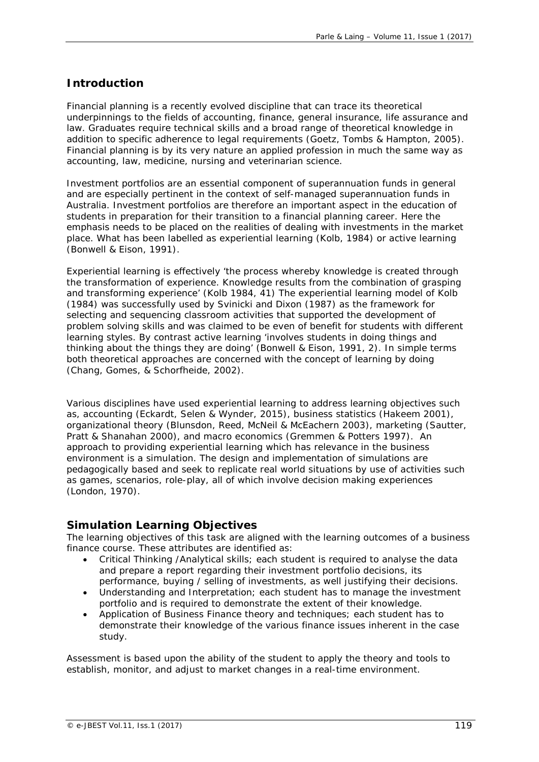## Introduction

Financial planning is a recently evolved discipline that can trace its theoretical underpinnings to the fields of accounting, finance, general insurance, life assurance and law. Graduates require technical skills and a broad range of theoretical knowledge in addition to specific adherence to legal requirements (Goetz, Tombs & Hampton, 2005). Financial planning is by its very nature an applied profession in much the same way as accounting, law, medicine, nursing and veterinarian science.

Investment portfolios are an essential component of superannuation funds in general and are especially pertinent in the context of self-managed superannuation funds in Australia. Investment portfolios are therefore an important aspect in the education of students in preparation for their transition to a financial planning career. Here the emphasis needs to be placed on the realities of dealing with investments in the market place. What has been labelled as experiential learning (Kolb, 1984) or active learning (Bonwell & Eison, 1991).

Experiential learning is effectively 'the process whereby knowledge is created through the transformation of experience. Knowledge results from the combination of grasping and transforming experience' (Kolb 1984, 41) The experiential learning model of Kolb (1984) was successfully used by Svinicki and Dixon (1987) as the framework for selecting and sequencing classroom activities that supported the development of problem solving skills and was claimed to be even of benefit for students with different learning styles. By contrast active learning 'involves students in doing things and thinking about the things they are doing' (Bonwell & Eison, 1991, 2). In simple terms both theoretical approaches are concerned with the concept of learning by doing (Chang, Gomes, & Schorfheide, 2002).

Various disciplines have used experiential learning to address learning objectives such as, accounting (Eckardt, Selen & Wynder, 2015), business statistics (Hakeem 2001), organizational theory (Blunsdon, Reed, McNeil & McEachern 2003), marketing (Sautter, Pratt & Shanahan 2000), and macro economics (Gremmen & Potters 1997). An approach to providing experiential learning which has relevance in the business environment is a simulation. The design and implementation of simulations are pedagogically based and seek to replicate real world situations by use of activities such as games, scenarios, role-play, all of which involve decision making experiences (London, 1970).

## Simulation Learning Objectives

The learning objectives of this task are aligned with the learning outcomes of a business finance course. These attributes are identified as:

- Critical Thinking /Analytical skills; each student is required to analyse the data and prepare a report regarding their investment portfolio decisions, its performance, buying / selling of investments, as well justifying their decisions.
- Understanding and Interpretation; each student has to manage the investment portfolio and is required to demonstrate the extent of their knowledge.
- Application of Business Finance theory and techniques; each student has to demonstrate their knowledge of the various finance issues inherent in the case study.

Assessment is based upon the ability of the student to apply the theory and tools to establish, monitor, and adjust to market changes in a real-time environment.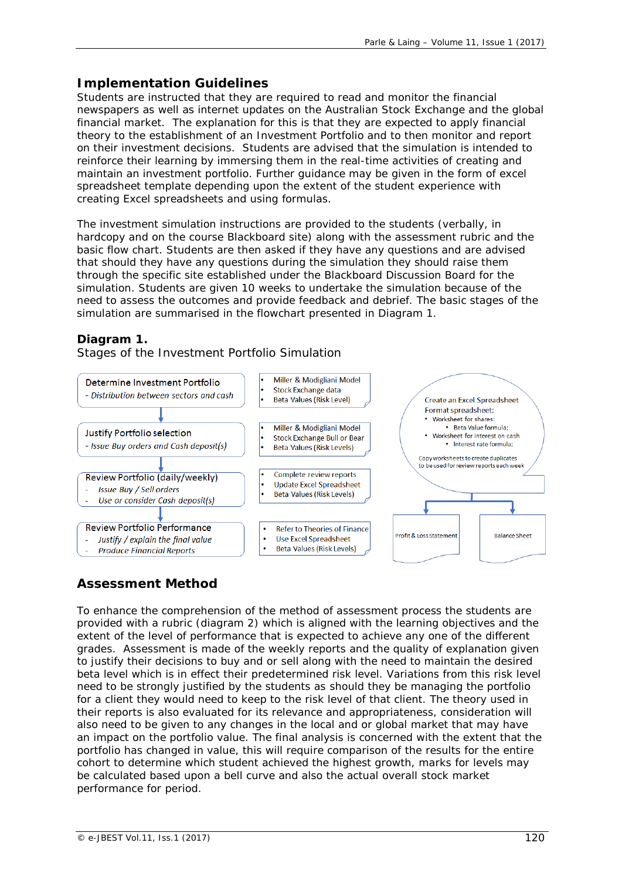## Implementation Guidelines

Students are instructed that they are required to read and monitor the financial newspapers as well as internet updates on the Australian Stock Exchange and the global financial market. The explanation for this is that they are expected to apply financial theory to the establishment of an Investment Portfolio and to then monitor and report on their investment decisions. Students are advised that the simulation is intended to reinforce their learning by immersing them in the real-time activities of creating and maintain an investment portfolio. Further guidance may be given in the form of excel spreadsheet template depending upon the extent of the student experience with creating Excel spreadsheets and using formulas.

The investment simulation instructions are provided to the students (verbally, in hardcopy and on the course Blackboard site) along with the assessment rubric and the basic flow chart. Students are then asked if they have any questions and are advised that should they have any questions during the simulation they should raise them through the specific site established under the Blackboard Discussion Board for the simulation. Students are given 10 weeks to undertake the simulation because of the need to assess the outcomes and provide feedback and debrief. The basic stages of the simulation are summarised in the flowchart presented in Diagram 1.

**Diagram 1.**

Stages of the Investment Portfolio Simulation

Determine Investment Portfolio
- *Distribution between sectors and cash*

- Miller & Modigliani Model
- Stock Exchange data
- Beta Values (Risk Level)

Justify Portfolio selection
- *Issue Buy orders and Cash deposit(s)*

- Miller & Modigliani Model
- Stock Exchange Bull or Bear
- Beta Values (Risk Levels)

Review Portfolio (daily/weekly)
- *Issue Buy / Sell orders*
- *Use or consider Cash deposit(s)*

- Complete review reports
- Update Excel Spreadsheet
- Beta Values (Risk Levels)

Review Portfolio Performance
- *Justify / explain the final value*
- *Produce Financial Reports*

- Refer to Theories of Finance
- Use Excel Spreadsheet
- Beta Values (Risk Levels)

Create an Excel Spreadsheet
Format spreadsheet:
- Worksheet for shares:
  - Beta Value formula;
- Worksheet for interest on cash
  - Interest rate formula;

Copy worksheets to create duplicates to be used for review reports each week

Profit & Loss Statement

Balance Sheet

## Assessment Method

To enhance the comprehension of the method of assessment process the students are provided with a rubric (diagram 2) which is aligned with the learning objectives and the extent of the level of performance that is expected to achieve any one of the different grades. Assessment is made of the weekly reports and the quality of explanation given to justify their decisions to buy and or sell along with the need to maintain the desired beta level which is in effect their predetermined risk level. Variations from this risk level need to be strongly justified by the students as should they be managing the portfolio for a client they would need to keep to the risk level of that client. The theory used in their reports is also evaluated for its relevance and appropriateness, consideration will also need to be given to any changes in the local and or global market that may have an impact on the portfolio value. The final analysis is concerned with the extent that the portfolio has changed in value, this will require comparison of the results for the entire cohort to determine which student achieved the highest growth, marks for levels may be calculated based upon a bell curve and also the actual overall stock market performance for period.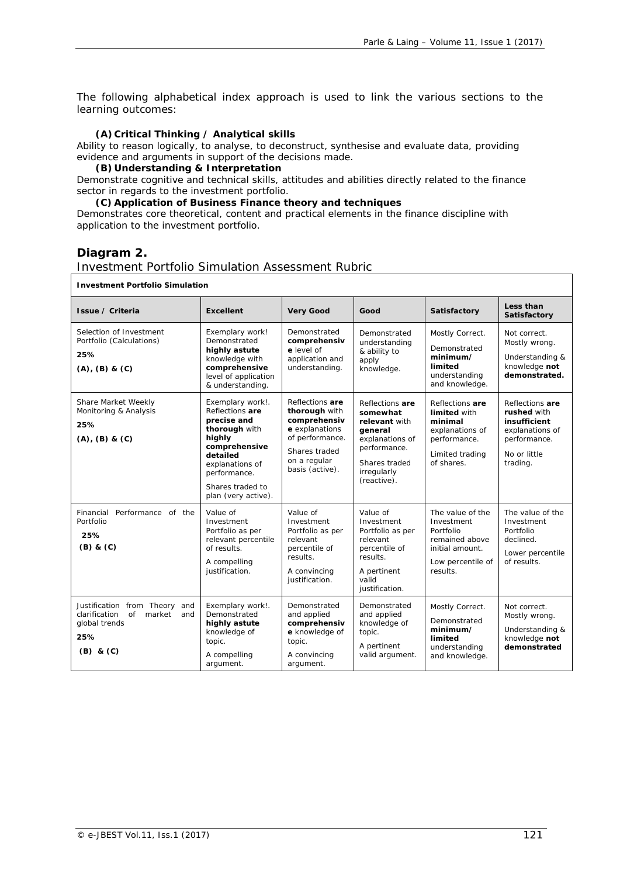The following alphabetical index approach is used to link the various sections to the learning outcomes:

**(A) Critical Thinking / Analytical skills**
Ability to reason logically, to analyse, to deconstruct, synthesise and evaluate data, providing evidence and arguments in support of the decisions made.

**(B) Understanding & Interpretation**
Demonstrate cognitive and technical skills, attitudes and abilities directly related to the finance sector in regards to the investment portfolio.

**(C) Application of Business Finance theory and techniques**
Demonstrates core theoretical, content and practical elements in the finance discipline with application to the investment portfolio.

## Diagram 2.

Investment Portfolio Simulation Assessment Rubric

| **Investment Portfolio Simulation** | | | | | |
|---|---|---|---|---|---|
| **Issue / Criteria** | **Excellent** | **Very Good** | **Good** | **Satisfactory** | **Less than Satisfactory** |
| Selection of Investment Portfolio (Calculations) **25%** **(A), (B) & (C)** | Exemplary work! Demonstrated **highly astute** knowledge with **comprehensive** level of application & understanding. | Demonstrated **comprehensive** level of application and understanding. | Demonstrated understanding & ability to apply knowledge. | Mostly Correct. Demonstrated **minimum/ limited** understanding and knowledge. | Not correct. Mostly wrong. Understanding & knowledge **not demonstrated.** |
| Share Market Weekly Monitoring & Analysis **25%** **(A), (B) & (C)** | Exemplary work!. Reflections **are precise and thorough** with **highly comprehensive detailed** explanations of performance. Shares traded to plan (very active). | Reflections **are thorough** with **comprehensive** explanations of performance. Shares traded on a regular basis (active). | Reflections **are somewhat relevant** with **general** explanations of performance. Shares traded irregularly (reactive). | Reflections **are limited** with **minimal** explanations of performance. Limited trading of shares. | Reflections **are rushed** with **insufficient** explanations of performance. No or little trading. |
| Financial Performance of the Portfolio **25%** **(B) & (C)** | Value of Investment Portfolio as per relevant percentile of results. A compelling justification. | Value of Investment Portfolio as per relevant percentile of results. A convincing justification. | Value of Investment Portfolio as per relevant percentile of results. A pertinent valid justification. | The value of the Investment Portfolio remained above initial amount. Low percentile of results. | The value of the Investment Portfolio declined. Lower percentile of results. |
| Justification from Theory and clarification of market and global trends **25%** **(B) & (C)** | Exemplary work!. Demonstrated **highly astute** knowledge of topic. A compelling argument. | Demonstrated and applied **comprehensive** knowledge of topic. A convincing argument. | Demonstrated and applied knowledge of topic. A pertinent valid argument. | Mostly Correct. Demonstrated **minimum/ limited** understanding and knowledge. | Not correct. Mostly wrong. Understanding & knowledge **not demonstrated** |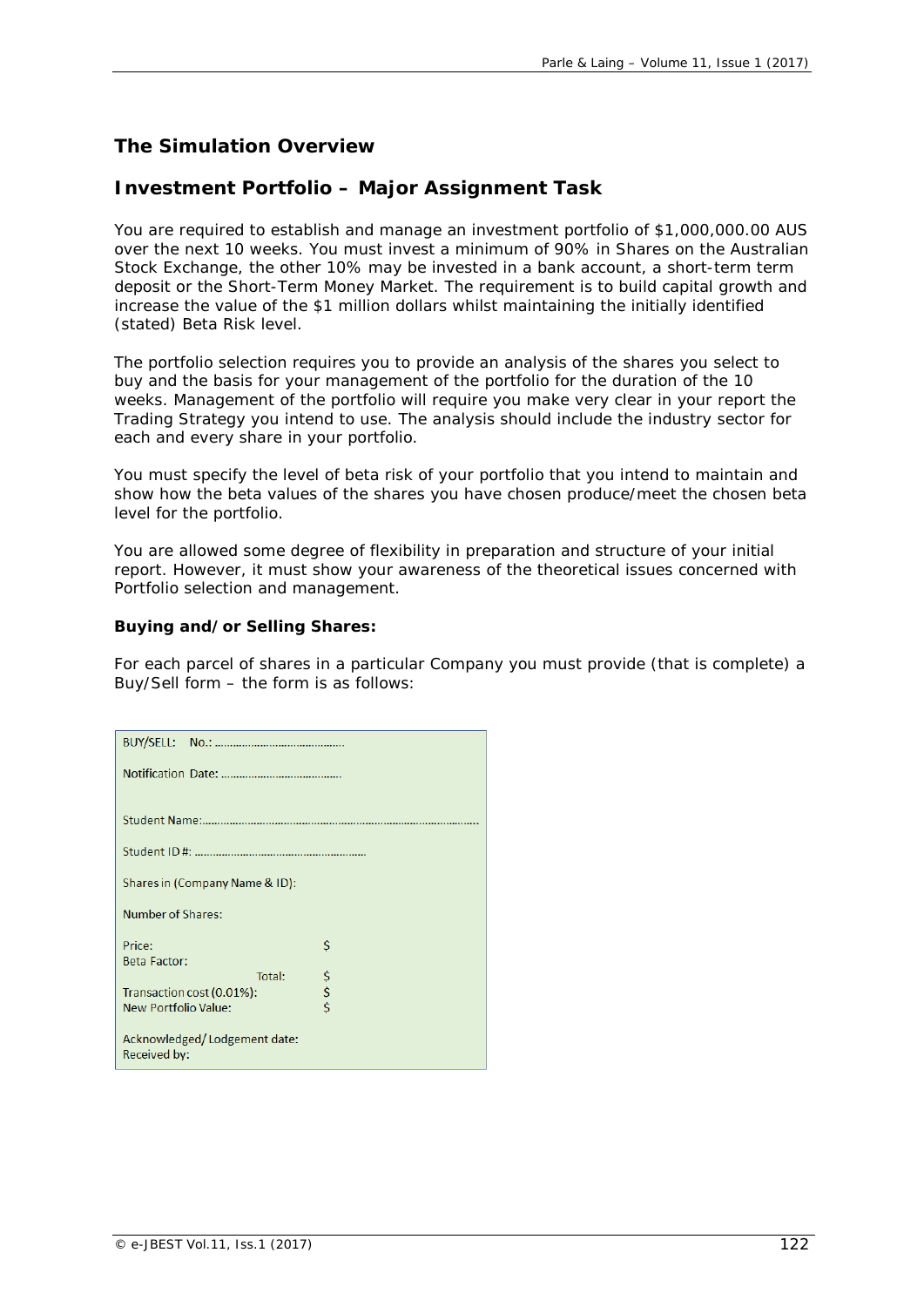## The Simulation Overview

## Investment Portfolio – Major Assignment Task

You are required to establish and manage an investment portfolio of $1,000,000.00 AUS over the next 10 weeks. You must invest a minimum of 90% in Shares on the Australian Stock Exchange, the other 10% may be invested in a bank account, a short-term term deposit or the Short-Term Money Market. The requirement is to build capital growth and increase the value of the $1 million dollars whilst maintaining the initially identified (stated) Beta Risk level.

The portfolio selection requires you to provide an analysis of the shares you select to buy and the basis for your management of the portfolio for the duration of the 10 weeks. Management of the portfolio will require you make very clear in your report the Trading Strategy you intend to use. The analysis should include the industry sector for each and every share in your portfolio.

You must specify the level of beta risk of your portfolio that you intend to maintain and show how the beta values of the shares you have chosen produce/meet the chosen beta level for the portfolio.

You are allowed some degree of flexibility in preparation and structure of your initial report. However, it must show your awareness of the theoretical issues concerned with Portfolio selection and management.

**Buying and/or Selling Shares:**

For each parcel of shares in a particular Company you must provide (that is complete) a Buy/Sell form – the form is as follows:

BUY/SELL: No.: ……………………………………

Notification Date: …………………………………

Student Name:………………………………………………………………………………

Student ID #: ………………………………………………

Shares in (Company Name & ID):

Number of Shares:

Price: $
Beta Factor:
Total: $
Transaction cost (0.01%): $
New Portfolio Value: $

Acknowledged/Lodgement date:
Received by: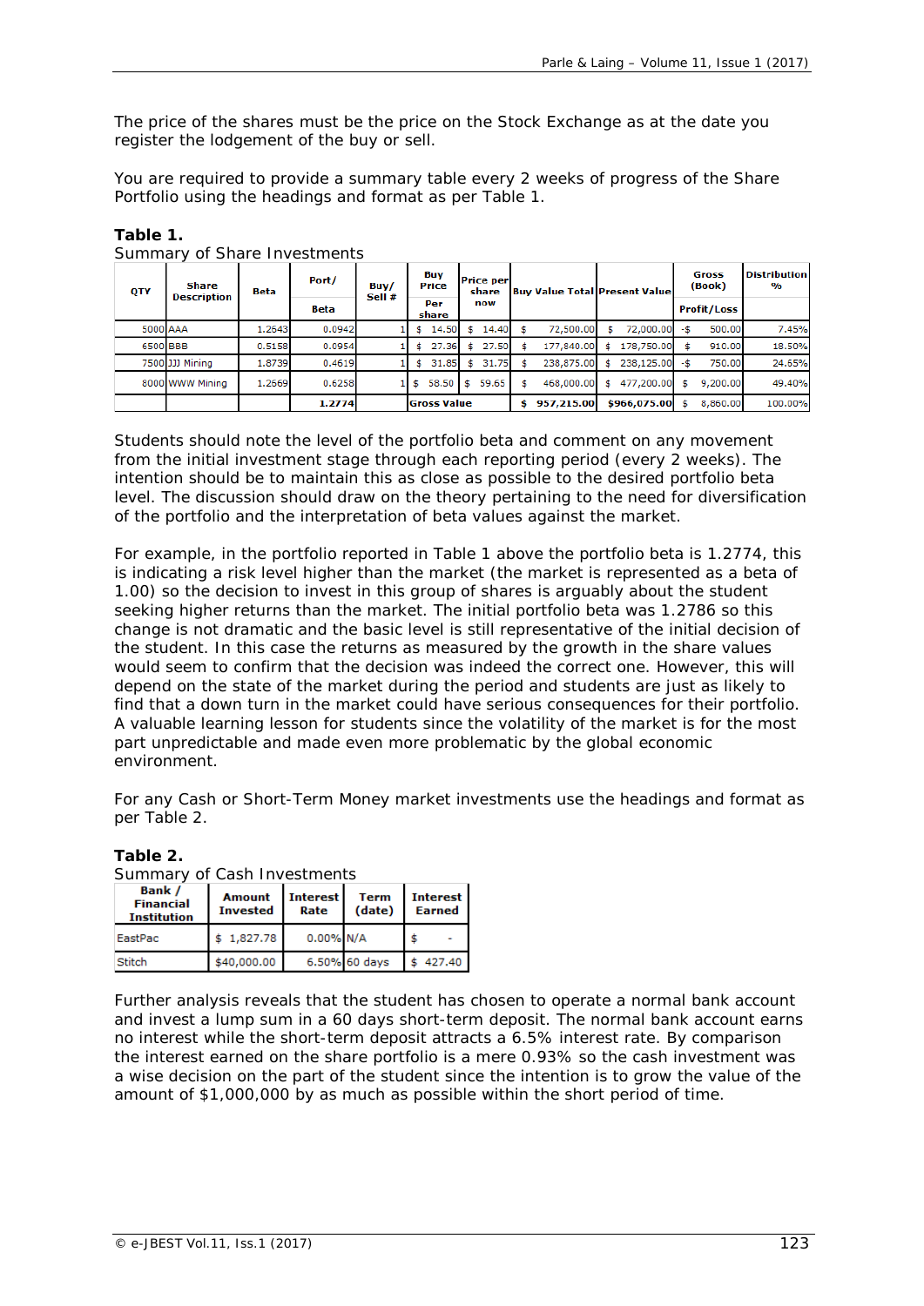The price of the shares must be the price on the Stock Exchange as at the date you register the lodgement of the buy or sell.

You are required to provide a summary table every 2 weeks of progress of the Share Portfolio using the headings and format as per Table 1.

**Table 1.**
Summary of Share Investments

| QTY | Share Description | Beta | Port/ Beta | Buy/ Sell # | Buy Price Per share | Price per share now | Buy Value Total | Present Value | Gross (Book) Profit/Loss | Distribution % |
|---|---|---|---|---|---|---|---|---|---|---|
| 5000 | AAA | 1.2643 | 0.0942 | 1 | $ 14.50 | $ 14.40 | $ 72,500.00 | $ 72,000.00 | -$ 500.00 | 7.45% |
| 6500 | BBB | 0.5158 | 0.0954 | 1 | $ 27.36 | $ 27.50 | $ 177,840.00 | $ 178,750.00 | $ 910.00 | 18.50% |
| 7500 | JJJ Mining | 1.8739 | 0.4619 | 1 | $ 31.85 | $ 31.75 | $ 238,875.00 | $ 238,125.00 | -$ 750.00 | 24.65% |
| 8000 | WWW Mining | 1.2669 | 0.6258 | 1 | $ 58.50 | $ 59.65 | $ 468,000.00 | $ 477,200.00 | $ 9,200.00 | 49.40% |
| | | | **1.2774** | | **Gross Value** | | **$ 957,215.00** | **$966,075.00** | $ 8,860.00 | 100.00% |

Students should note the level of the portfolio beta and comment on any movement from the initial investment stage through each reporting period (every 2 weeks). The intention should be to maintain this as close as possible to the desired portfolio beta level. The discussion should draw on the theory pertaining to the need for diversification of the portfolio and the interpretation of beta values against the market.

For example, in the portfolio reported in Table 1 above the portfolio beta is 1.2774, this is indicating a risk level higher than the market (the market is represented as a beta of 1.00) so the decision to invest in this group of shares is arguably about the student seeking higher returns than the market. The initial portfolio beta was 1.2786 so this change is not dramatic and the basic level is still representative of the initial decision of the student. In this case the returns as measured by the growth in the share values would seem to confirm that the decision was indeed the correct one. However, this will depend on the state of the market during the period and students are just as likely to find that a down turn in the market could have serious consequences for their portfolio. A valuable learning lesson for students since the volatility of the market is for the most part unpredictable and made even more problematic by the global economic environment.

For any Cash or Short-Term Money market investments use the headings and format as per Table 2.

**Table 2.**
Summary of Cash Investments

| Bank / Financial Institution | Amount Invested | Interest Rate | Term (date) | Interest Earned |
|---|---|---|---|---|
| EastPac | $ 1,827.78 | 0.00% | N/A | $ - |
| Stitch | $40,000.00 | 6.50% | 60 days | $ 427.40 |

Further analysis reveals that the student has chosen to operate a normal bank account and invest a lump sum in a 60 days short-term deposit. The normal bank account earns no interest while the short-term deposit attracts a 6.5% interest rate. By comparison the interest earned on the share portfolio is a mere 0.93% so the cash investment was a wise decision on the part of the student since the intention is to grow the value of the amount of $1,000,000 by as much as possible within the short period of time.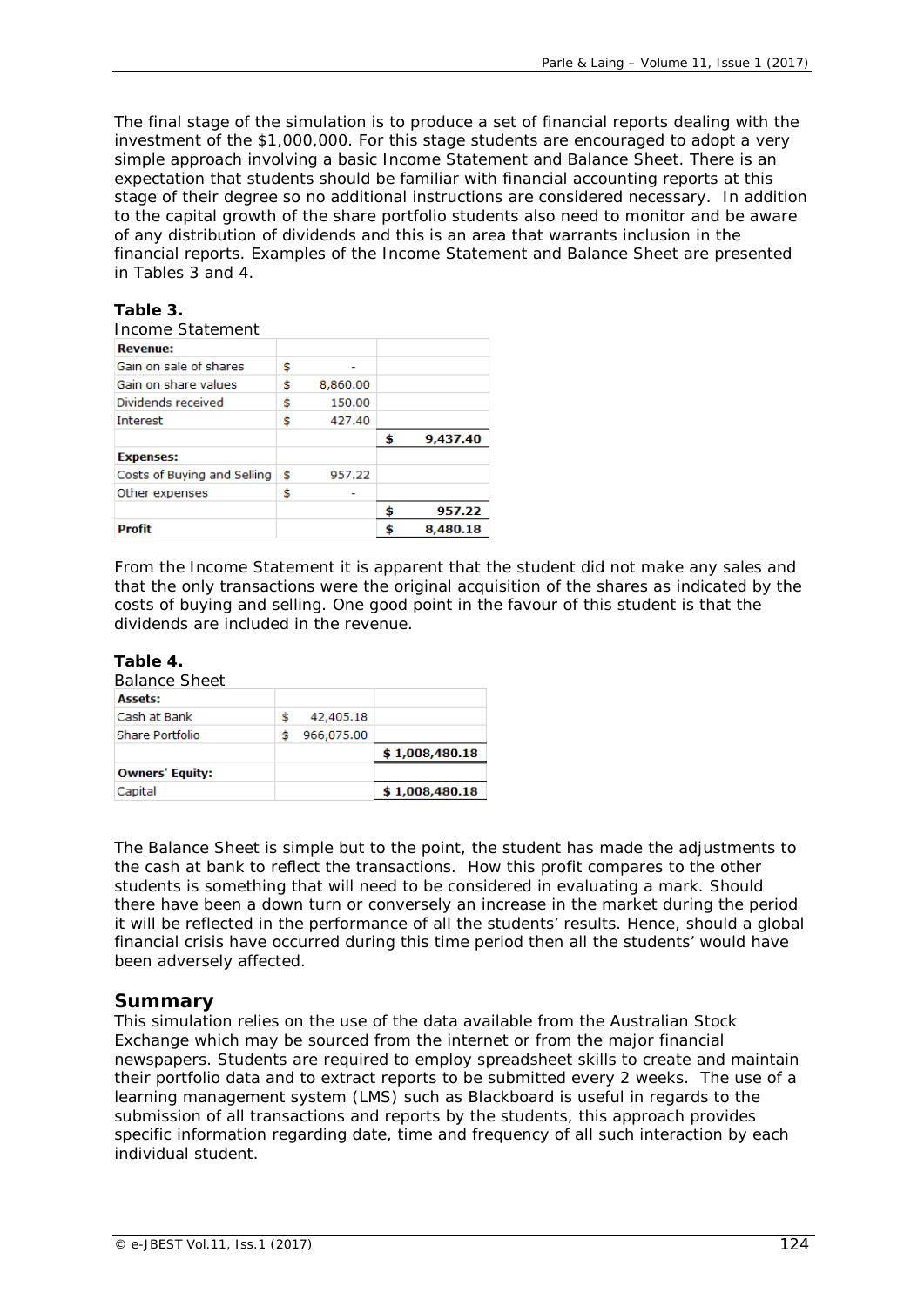The final stage of the simulation is to produce a set of financial reports dealing with the investment of the $1,000,000. For this stage students are encouraged to adopt a very simple approach involving a basic Income Statement and Balance Sheet. There is an expectation that students should be familiar with financial accounting reports at this stage of their degree so no additional instructions are considered necessary. In addition to the capital growth of the share portfolio students also need to monitor and be aware of any distribution of dividends and this is an area that warrants inclusion in the financial reports. Examples of the Income Statement and Balance Sheet are presented in Tables 3 and 4.

**Table 3.**

Income Statement

| **Revenue:** | | |
|---|---|---|
| Gain on sale of shares | $ - | |
| Gain on share values | $ 8,860.00 | |
| Dividends received | $ 150.00 | |
| Interest | $ 427.40 | |
| | | **$ 9,437.40** |
| **Expenses:** | | |
| Costs of Buying and Selling | $ 957.22 | |
| Other expenses | $ - | |
| | | **$ 957.22** |
| **Profit** | | **$ 8,480.18** |

From the Income Statement it is apparent that the student did not make any sales and that the only transactions were the original acquisition of the shares as indicated by the costs of buying and selling. One good point in the favour of this student is that the dividends are included in the revenue.

**Table 4.**

Balance Sheet

| **Assets:** | | |
|---|---|---|
| Cash at Bank | $ 42,405.18 | |
| Share Portfolio | $ 966,075.00 | |
| | | **$ 1,008,480.18** |
| **Owners' Equity:** | | |
| Capital | | **$ 1,008,480.18** |

The Balance Sheet is simple but to the point, the student has made the adjustments to the cash at bank to reflect the transactions. How this profit compares to the other students is something that will need to be considered in evaluating a mark. Should there have been a down turn or conversely an increase in the market during the period it will be reflected in the performance of all the students' results. Hence, should a global financial crisis have occurred during this time period then all the students' would have been adversely affected.

## Summary

This simulation relies on the use of the data available from the Australian Stock Exchange which may be sourced from the internet or from the major financial newspapers. Students are required to employ spreadsheet skills to create and maintain their portfolio data and to extract reports to be submitted every 2 weeks. The use of a learning management system (LMS) such as Blackboard is useful in regards to the submission of all transactions and reports by the students, this approach provides specific information regarding date, time and frequency of all such interaction by each individual student.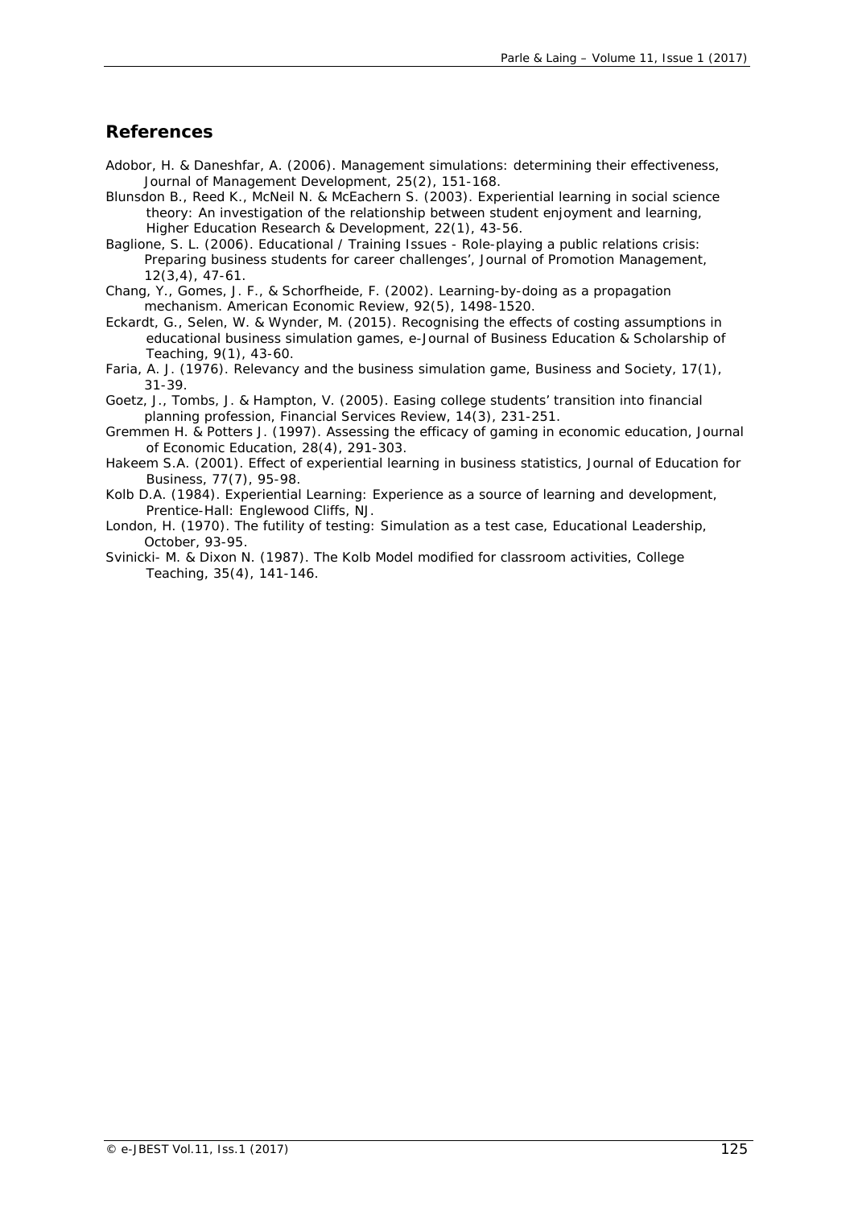## References

Adobor, H. & Daneshfar, A. (2006). Management simulations: determining their effectiveness, Journal of Management Development, 25(2), 151-168.

Blunsdon B., Reed K., McNeil N. & McEachern S. (2003). Experiential learning in social science theory: An investigation of the relationship between student enjoyment and learning, Higher Education Research & Development, 22(1), 43-56.

Baglione, S. L. (2006). Educational / Training Issues - Role-playing a public relations crisis: Preparing business students for career challenges', Journal of Promotion Management, 12(3,4), 47-61.

Chang, Y., Gomes, J. F., & Schorfheide, F. (2002). Learning-by-doing as a propagation mechanism. American Economic Review, 92(5), 1498-1520.

Eckardt, G., Selen, W. & Wynder, M. (2015). Recognising the effects of costing assumptions in educational business simulation games, e-Journal of Business Education & Scholarship of Teaching, 9(1), 43-60.

Faria, A. J. (1976). Relevancy and the business simulation game, Business and Society, 17(1), 31-39.

Goetz, J., Tombs, J. & Hampton, V. (2005). Easing college students' transition into financial planning profession, Financial Services Review, 14(3), 231-251.

Gremmen H. & Potters J. (1997). Assessing the efficacy of gaming in economic education, Journal of Economic Education, 28(4), 291-303.

Hakeem S.A. (2001). Effect of experiential learning in business statistics, Journal of Education for Business, 77(7), 95-98.

Kolb D.A. (1984). Experiential Learning: Experience as a source of learning and development, Prentice-Hall: Englewood Cliffs, NJ.

London, H. (1970). The futility of testing: Simulation as a test case, Educational Leadership, October, 93-95.

Svinicki- M. & Dixon N. (1987). The Kolb Model modified for classroom activities, College Teaching, 35(4), 141-146.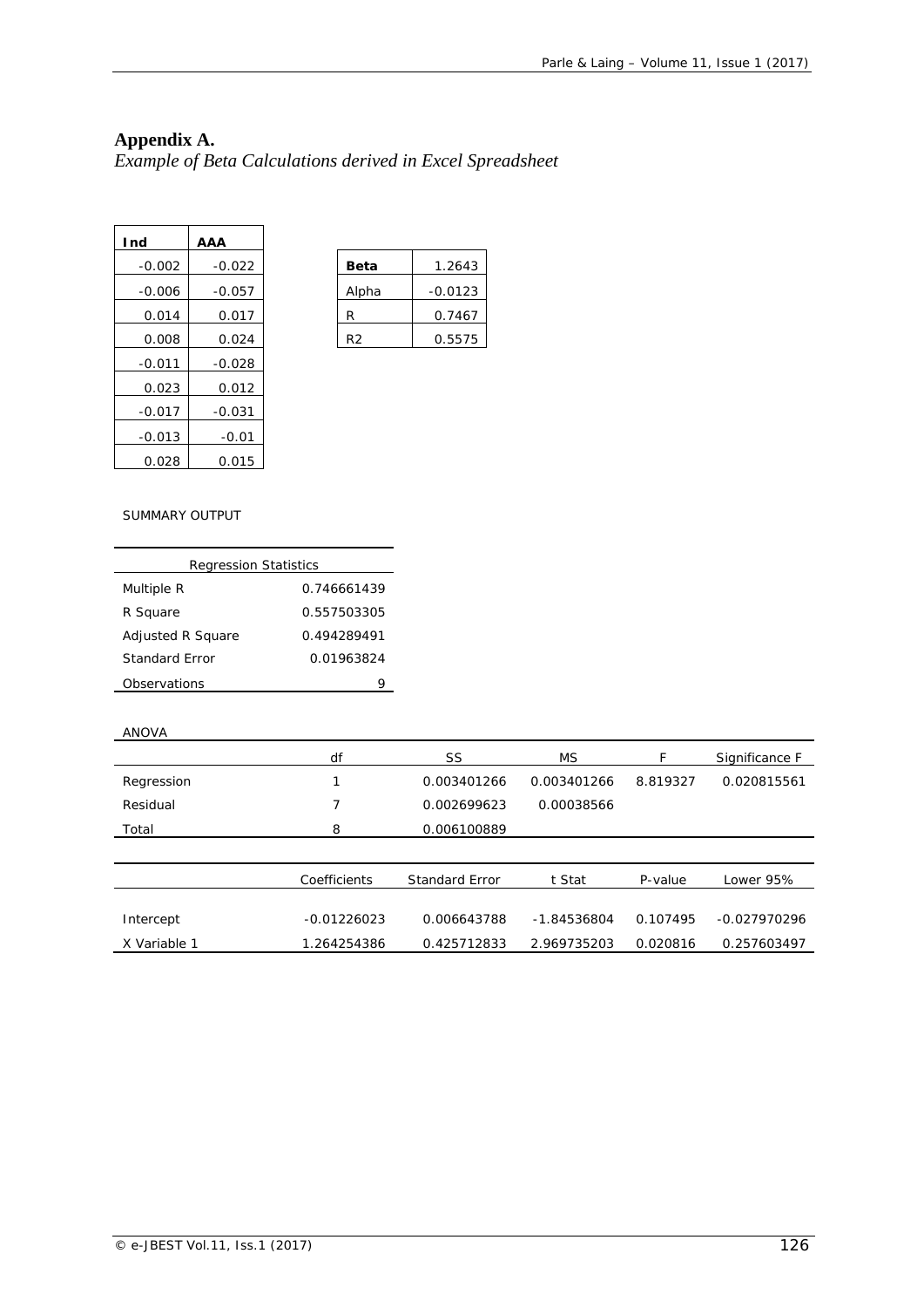# Appendix A.

*Example of Beta Calculations derived in Excel Spreadsheet*

| Ind | AAA |
|---|---|
| -0.002 | -0.022 |
| -0.006 | -0.057 |
| 0.014 | 0.017 |
| 0.008 | 0.024 |
| -0.011 | -0.028 |
| 0.023 | 0.012 |
| -0.017 | -0.031 |
| -0.013 | -0.01 |
| 0.028 | 0.015 |

| | |
|---|---|
| **Beta** | 1.2643 |
| Alpha | -0.0123 |
| R | 0.7467 |
| R2 | 0.5575 |

SUMMARY OUTPUT

| Regression Statistics | |
|---|---|
| Multiple R | 0.746661439 |
| R Square | 0.557503305 |
| Adjusted R Square | 0.494289491 |
| Standard Error | 0.01963824 |
| Observations | 9 |

ANOVA

| | df | SS | MS | F | Significance F |
|---|---|---|---|---|---|
| Regression | 1 | 0.003401266 | 0.003401266 | 8.819327 | 0.020815561 |
| Residual | 7 | 0.002699623 | 0.00038566 | | |
| Total | 8 | 0.006100889 | | | |

| | Coefficients | Standard Error | t Stat | P-value | Lower 95% |
|---|---|---|---|---|---|
| Intercept | -0.01226023 | 0.006643788 | -1.84536804 | 0.107495 | -0.027970296 |
| X Variable 1 | 1.264254386 | 0.425712833 | 2.969735203 | 0.020816 | 0.257603497 |